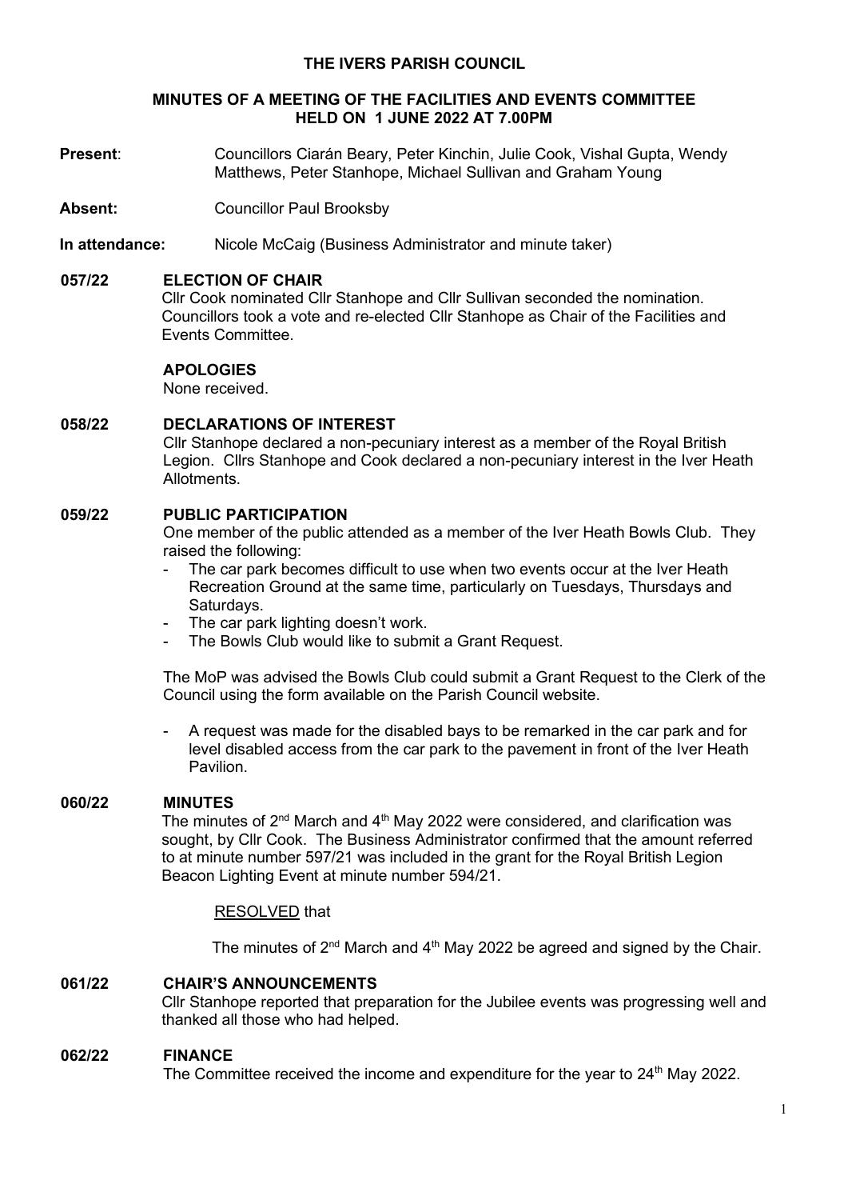# THE IVERS PARISH COUNCIL

## MINUTES OF A MEETING OF THE FACILITIES AND EVENTS COMMITTEE HELD ON 1 JUNE 2022 AT 7.00PM

**Present**: Councillors Ciarán Beary, Peter Kinchin, Julie Cook, Vishal Gupta, Wendy Matthews, Peter Stanhope, Michael Sullivan and Graham Young

**Absent:** Councillor Paul Brooksby

**In attendance:** Nicole McCaig (Business Administrator and minute taker)

### 057/22 ELECTION OF CHAIR

Cllr Cook nominated Cllr Stanhope and Cllr Sullivan seconded the nomination. Councillors took a vote and re-elected Cllr Stanhope as Chair of the Facilities and Events Committee.

### APOLOGIES

None received.

### 058/22 DECLARATIONS OF INTEREST

Cllr Stanhope declared a non-pecuniary interest as a member of the Royal British Legion. Cllrs Stanhope and Cook declared a non-pecuniary interest in the Iver Heath Allotments.

### 059/22 PUBLIC PARTICIPATION

One member of the public attended as a member of the Iver Heath Bowls Club. They raised the following:

- The car park becomes difficult to use when two events occur at the Iver Heath Recreation Ground at the same time, particularly on Tuesdays, Thursdays and Saturdays.
- The car park lighting doesn't work.
- The Bowls Club would like to submit a Grant Request.

The MoP was advised the Bowls Club could submit a Grant Request to the Clerk of the Council using the form available on the Parish Council website.

- A request was made for the disabled bays to be remarked in the car park and for level disabled access from the car park to the pavement in front of the Iver Heath Pavilion.

### 060/22 MINUTES

The minutes of 2nd March and 4th May 2022 were considered, and clarification was sought, by Cllr Cook. The Business Administrator confirmed that the amount referred to at minute number 597/21 was included in the grant for the Royal British Legion Beacon Lighting Event at minute number 594/21.

RESOLVED that

The minutes of 2nd March and 4th May 2022 be agreed and signed by the Chair.

### 061/22 CHAIR'S ANNOUNCEMENTS

Cllr Stanhope reported that preparation for the Jubilee events was progressing well and thanked all those who had helped.

### 062/22 FINANCE

The Committee received the income and expenditure for the year to 24th May 2022.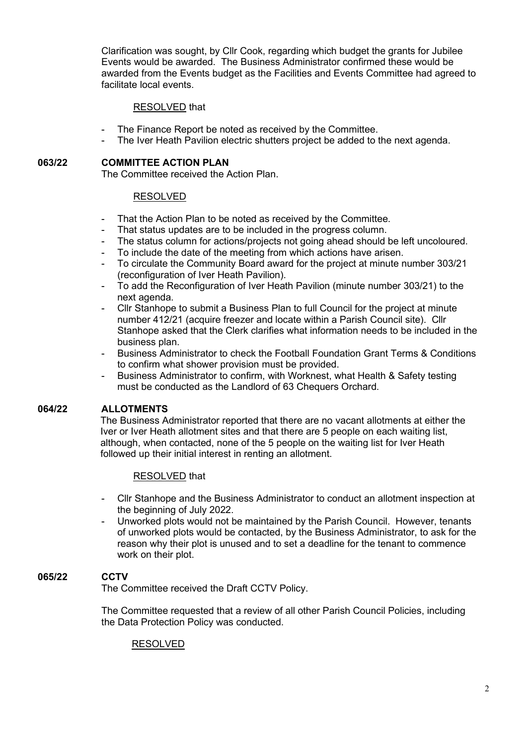Clarification was sought, by Cllr Cook, regarding which budget the grants for Jubilee Events would be awarded. The Business Administrator confirmed these would be awarded from the Events budget as the Facilities and Events Committee had agreed to facilitate local events.

RESOLVED that

- The Finance Report be noted as received by the Committee.
- The Iver Heath Pavilion electric shutters project be added to the next agenda.

**063/22 COMMITTEE ACTION PLAN**

The Committee received the Action Plan.

RESOLVED

- That the Action Plan to be noted as received by the Committee.
- That status updates are to be included in the progress column.
- The status column for actions/projects not going ahead should be left uncoloured.
- To include the date of the meeting from which actions have arisen.
- To circulate the Community Board award for the project at minute number 303/21 (reconfiguration of Iver Heath Pavilion).
- To add the Reconfiguration of Iver Heath Pavilion (minute number 303/21) to the next agenda.
- Cllr Stanhope to submit a Business Plan to full Council for the project at minute number 412/21 (acquire freezer and locate within a Parish Council site). Cllr Stanhope asked that the Clerk clarifies what information needs to be included in the business plan.
- Business Administrator to check the Football Foundation Grant Terms & Conditions to confirm what shower provision must be provided.
- Business Administrator to confirm, with Worknest, what Health & Safety testing must be conducted as the Landlord of 63 Chequers Orchard.

**064/22 ALLOTMENTS**

The Business Administrator reported that there are no vacant allotments at either the Iver or Iver Heath allotment sites and that there are 5 people on each waiting list, although, when contacted, none of the 5 people on the waiting list for Iver Heath followed up their initial interest in renting an allotment.

RESOLVED that

- Cllr Stanhope and the Business Administrator to conduct an allotment inspection at the beginning of July 2022.
- Unworked plots would not be maintained by the Parish Council. However, tenants of unworked plots would be contacted, by the Business Administrator, to ask for the reason why their plot is unused and to set a deadline for the tenant to commence work on their plot.

**065/22 CCTV**

The Committee received the Draft CCTV Policy.

The Committee requested that a review of all other Parish Council Policies, including the Data Protection Policy was conducted.

RESOLVED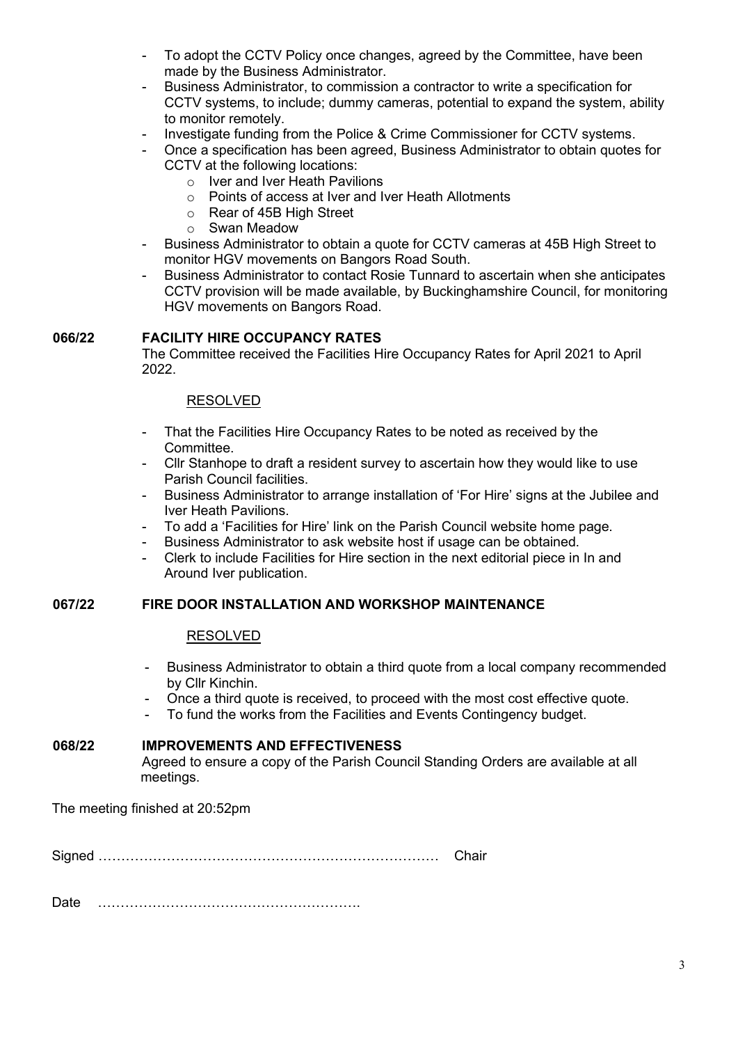- To adopt the CCTV Policy once changes, agreed by the Committee, have been made by the Business Administrator.
- Business Administrator, to commission a contractor to write a specification for CCTV systems, to include; dummy cameras, potential to expand the system, ability to monitor remotely.
- Investigate funding from the Police & Crime Commissioner for CCTV systems.
- Once a specification has been agreed, Business Administrator to obtain quotes for CCTV at the following locations:
  - Iver and Iver Heath Pavilions
  - Points of access at Iver and Iver Heath Allotments
  - Rear of 45B High Street
  - Swan Meadow
- Business Administrator to obtain a quote for CCTV cameras at 45B High Street to monitor HGV movements on Bangors Road South.
- Business Administrator to contact Rosie Tunnard to ascertain when she anticipates CCTV provision will be made available, by Buckinghamshire Council, for monitoring HGV movements on Bangors Road.

**066/22 FACILITY HIRE OCCUPANCY RATES**

The Committee received the Facilities Hire Occupancy Rates for April 2021 to April 2022.

RESOLVED

- That the Facilities Hire Occupancy Rates to be noted as received by the Committee.
- Cllr Stanhope to draft a resident survey to ascertain how they would like to use Parish Council facilities.
- Business Administrator to arrange installation of 'For Hire' signs at the Jubilee and Iver Heath Pavilions.
- To add a 'Facilities for Hire' link on the Parish Council website home page.
- Business Administrator to ask website host if usage can be obtained.
- Clerk to include Facilities for Hire section in the next editorial piece in In and Around Iver publication.

**067/22 FIRE DOOR INSTALLATION AND WORKSHOP MAINTENANCE**

RESOLVED

- Business Administrator to obtain a third quote from a local company recommended by Cllr Kinchin.
- Once a third quote is received, to proceed with the most cost effective quote.
- To fund the works from the Facilities and Events Contingency budget.

**068/22 IMPROVEMENTS AND EFFECTIVENESS**

Agreed to ensure a copy of the Parish Council Standing Orders are available at all meetings.

The meeting finished at 20:52pm

Signed ………………………………………………………………… Chair

Date ………………………………………………….